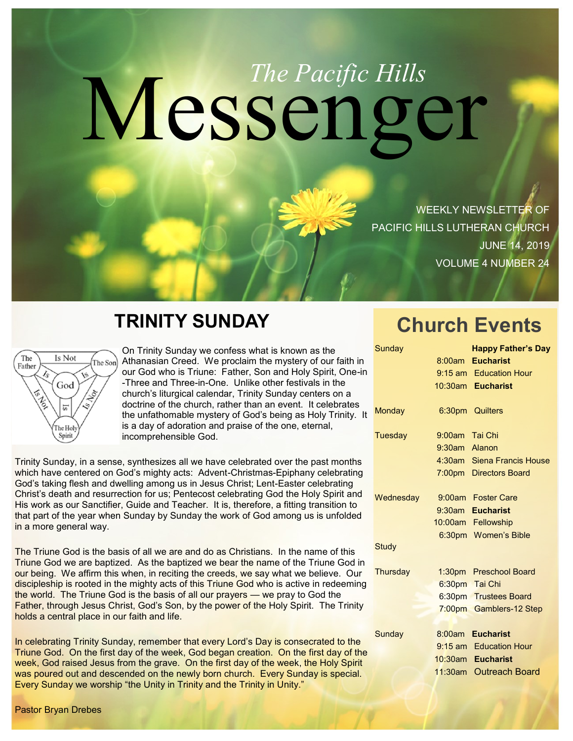# *The Pacific Hills* Messenger

WEEKLY NEWSLETTER OF
PACIFIC HILLS LUTHERAN CHURCH
JUNE 14, 2019
VOLUME 4 NUMBER 24

## TRINITY SUNDAY

On Trinity Sunday we confess what is known as the Athanasian Creed. We proclaim the mystery of our faith in our God who is Triune: Father, Son and Holy Spirit, One-in-Three and Three-in-One. Unlike other festivals in the church's liturgical calendar, Trinity Sunday centers on a doctrine of the church, rather than an event. It celebrates the unfathomable mystery of God's being as Holy Trinity. It is a day of adoration and praise of the one, eternal, incomprehensible God.

Trinity Sunday, in a sense, synthesizes all we have celebrated over the past months which have centered on God's mighty acts: Advent-Christmas-Epiphany celebrating God's taking flesh and dwelling among us in Jesus Christ; Lent-Easter celebrating Christ's death and resurrection for us; Pentecost celebrating God the Holy Spirit and His work as our Sanctifier, Guide and Teacher. It is, therefore, a fitting transition to that part of the year when Sunday by Sunday the work of God among us is unfolded in a more general way.

The Triune God is the basis of all we are and do as Christians. In the name of this Triune God we are baptized. As the baptized we bear the name of the Triune God in our being. We affirm this when, in reciting the creeds, we say what we believe. Our discipleship is rooted in the mighty acts of this Triune God who is active in redeeming the world. The Triune God is the basis of all our prayers — we pray to God the Father, through Jesus Christ, God's Son, by the power of the Holy Spirit. The Trinity holds a central place in our faith and life.

In celebrating Trinity Sunday, remember that every Lord's Day is consecrated to the Triune God. On the first day of the week, God began creation. On the first day of the week, God raised Jesus from the grave. On the first day of the week, the Holy Spirit was poured out and descended on the newly born church. Every Sunday is special. Every Sunday we worship "the Unity in Trinity and the Trinity in Unity."

Pastor Bryan Drebes

## Church Events

| Day | Time | Event |
|---|---|---|
| Sunday | | **Happy Father's Day** |
| | 8:00am | **Eucharist** |
| | 9:15 am | Education Hour |
| | 10:30am | **Eucharist** |
| Monday | 6:30pm | Quilters |
| Tuesday | 9:00am | Tai Chi |
| | 9:30am | Alanon |
| | 4:30am | Siena Francis House |
| | 7:00pm | Directors Board |
| Wednesday | 9:00am | Foster Care |
| | 9:30am | **Eucharist** |
| | 10:00am | Fellowship |
| | 6:30pm | Women's Bible Study |
| Thursday | 1:30pm | Preschool Board |
| | 6:30pm | Tai Chi |
| | 6:30pm | Trustees Board |
| | 7:00pm | Gamblers-12 Step |
| Sunday | 8:00am | **Eucharist** |
| | 9:15 am | Education Hour |
| | 10:30am | **Eucharist** |
| | 11:30am | Outreach Board |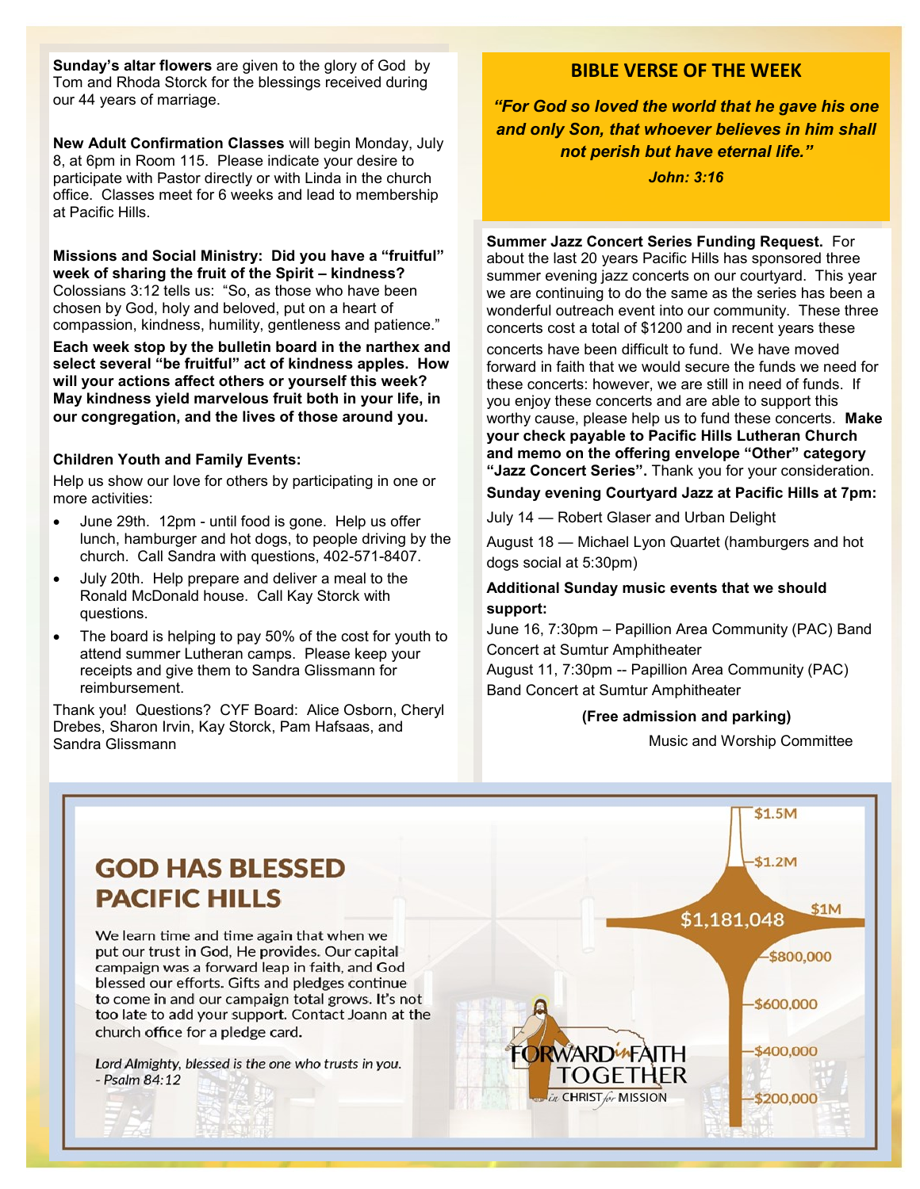**Sunday's altar flowers** are given to the glory of God by Tom and Rhoda Storck for the blessings received during our 44 years of marriage.

**New Adult Confirmation Classes** will begin Monday, July 8, at 6pm in Room 115. Please indicate your desire to participate with Pastor directly or with Linda in the church office. Classes meet for 6 weeks and lead to membership at Pacific Hills.

**Missions and Social Ministry: Did you have a "fruitful" week of sharing the fruit of the Spirit – kindness?** Colossians 3:12 tells us: "So, as those who have been chosen by God, holy and beloved, put on a heart of compassion, kindness, humility, gentleness and patience."

**Each week stop by the bulletin board in the narthex and select several "be fruitful" act of kindness apples. How will your actions affect others or yourself this week? May kindness yield marvelous fruit both in your life, in our congregation, and the lives of those around you.**

**Children Youth and Family Events:**

Help us show our love for others by participating in one or more activities:

- June 29th. 12pm - until food is gone. Help us offer lunch, hamburger and hot dogs, to people driving by the church. Call Sandra with questions, 402-571-8407.
- July 20th. Help prepare and deliver a meal to the Ronald McDonald house. Call Kay Storck with questions.
- The board is helping to pay 50% of the cost for youth to attend summer Lutheran camps. Please keep your receipts and give them to Sandra Glissmann for reimbursement.

Thank you! Questions? CYF Board: Alice Osborn, Cheryl Drebes, Sharon Irvin, Kay Storck, Pam Hafsaas, and Sandra Glissmann

## BIBLE VERSE OF THE WEEK

***"For God so loved the world that he gave his one and only Son, that whoever believes in him shall not perish but have eternal life."***

***John: 3:16***

**Summer Jazz Concert Series Funding Request.** For about the last 20 years Pacific Hills has sponsored three summer evening jazz concerts on our courtyard. This year we are continuing to do the same as the series has been a wonderful outreach event into our community. These three concerts cost a total of $1200 and in recent years these concerts have been difficult to fund. We have moved forward in faith that we would secure the funds we need for these concerts: however, we are still in need of funds. If you enjoy these concerts and are able to support this worthy cause, please help us to fund these concerts. **Make your check payable to Pacific Hills Lutheran Church and memo on the offering envelope "Other" category "Jazz Concert Series".** Thank you for your consideration.

**Sunday evening Courtyard Jazz at Pacific Hills at 7pm:**

July 14 — Robert Glaser and Urban Delight

August 18 — Michael Lyon Quartet (hamburgers and hot dogs social at 5:30pm)

**Additional Sunday music events that we should support:**

June 16, 7:30pm – Papillion Area Community (PAC) Band Concert at Sumtur Amphitheater

August 11, 7:30pm -- Papillion Area Community (PAC) Band Concert at Sumtur Amphitheater

**(Free admission and parking)**

Music and Worship Committee

## GOD HAS BLESSED PACIFIC HILLS

We learn time and time again that when we put our trust in God, He provides. Our capital campaign was a forward leap in faith, and God blessed our efforts. Gifts and pledges continue to come in and our campaign total grows. It's not too late to add your support. Contact Joann at the church office for a pledge card.

*Lord Almighty, blessed is the one who trusts in you. - Psalm 84:12*

$1.5M
$1.2M
$1M
$1,181,048
$800,000
$600,000
$400,000
$200,000

FORWARD in FAITH TOGETHER in CHRIST for MISSION